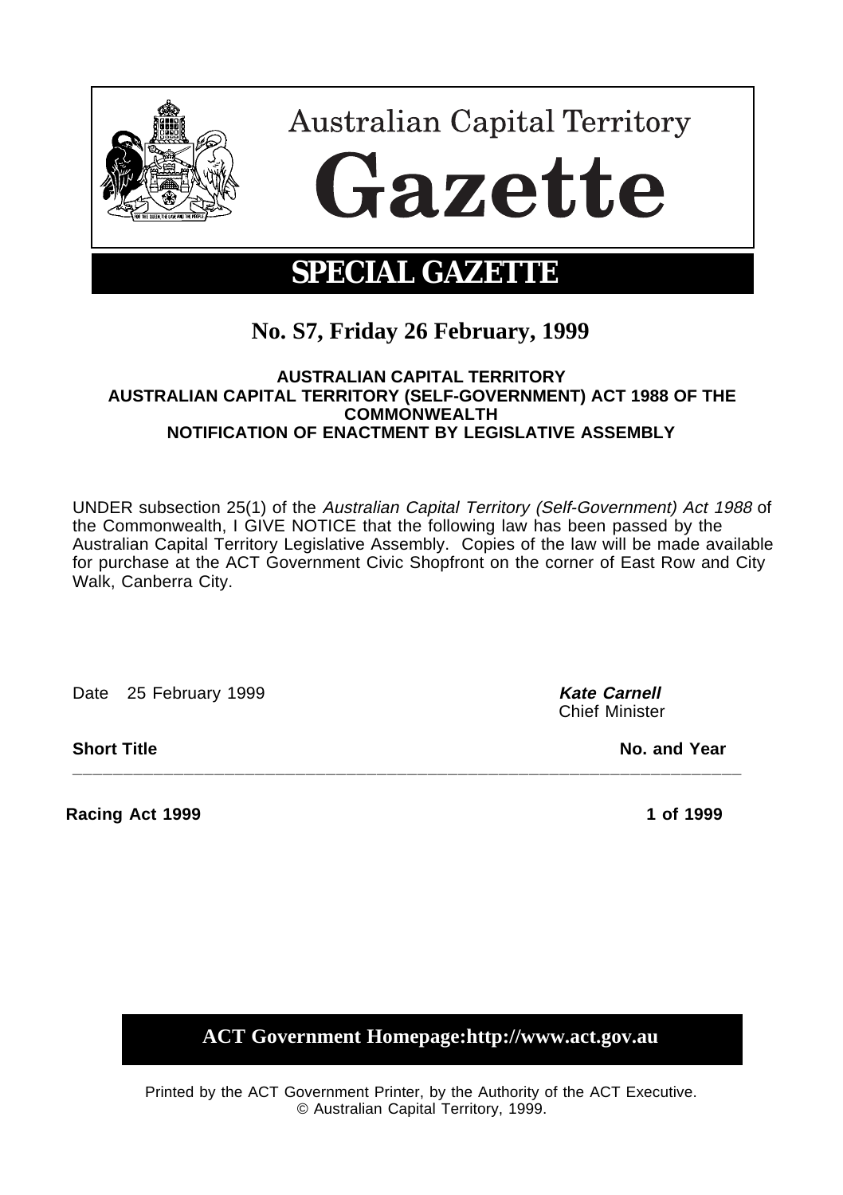# Australian Capital Territory

# Gazette

## SPECIAL GAZETTE

## No. S7, Friday 26 February, 1999

**AUSTRALIAN CAPITAL TERRITORY**
**AUSTRALIAN CAPITAL TERRITORY (SELF-GOVERNMENT) ACT 1988 OF THE COMMONWEALTH**
**NOTIFICATION OF ENACTMENT BY LEGISLATIVE ASSEMBLY**

UNDER subsection 25(1) of the *Australian Capital Territory (Self-Government) Act 1988* of the Commonwealth, I GIVE NOTICE that the following law has been passed by the Australian Capital Territory Legislative Assembly. Copies of the law will be made available for purchase at the ACT Government Civic Shopfront on the corner of East Row and City Walk, Canberra City.

Date 25 February 1999

***Kate Carnell***
Chief Minister

| **Short Title** | **No. and Year** |
|---|---|
| **Racing Act 1999** | **1 of 1999** |

**ACT Government Homepage:http://www.act.gov.au**

Printed by the ACT Government Printer, by the Authority of the ACT Executive.
© Australian Capital Territory, 1999.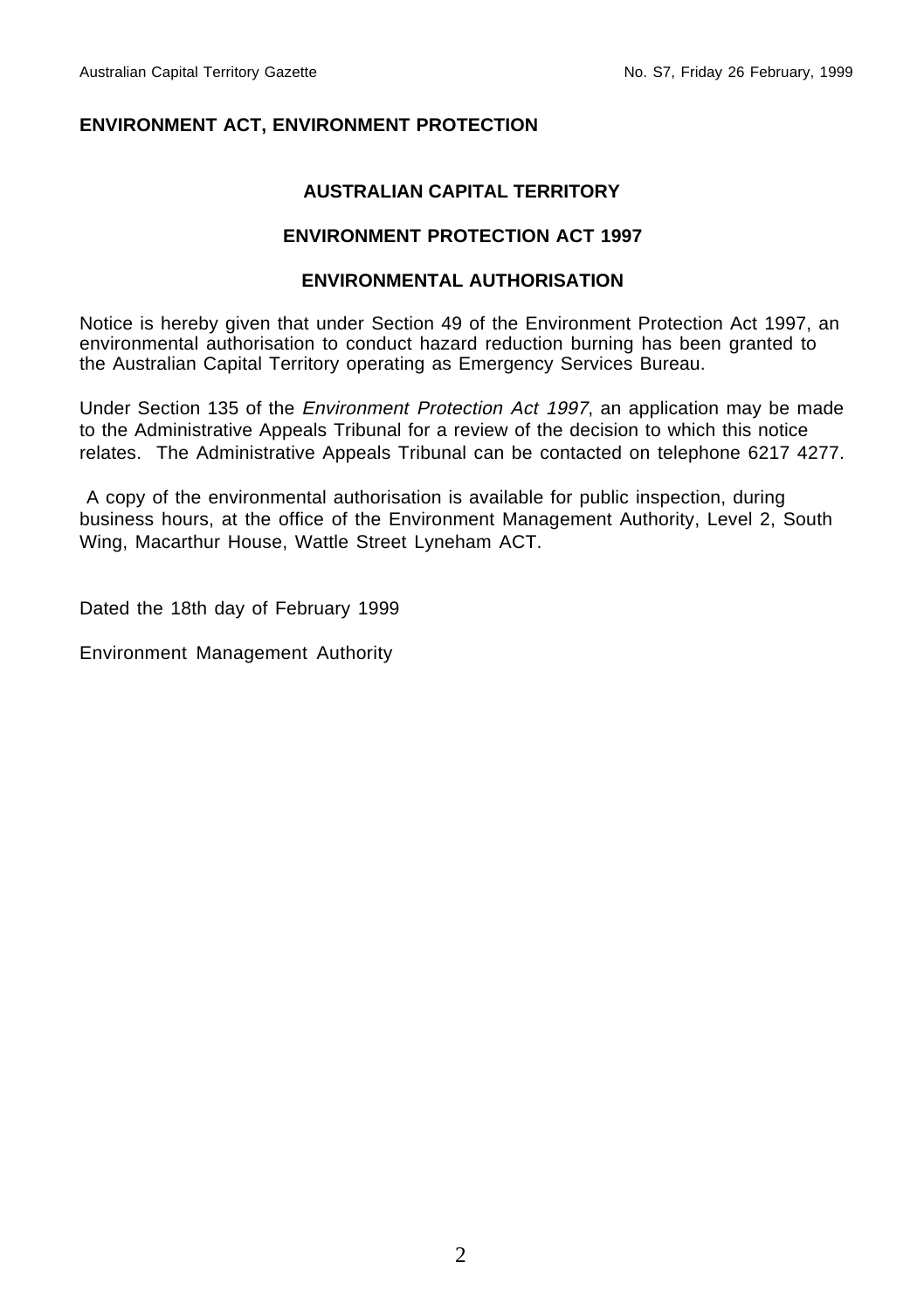## ENVIRONMENT ACT, ENVIRONMENT PROTECTION

### AUSTRALIAN CAPITAL TERRITORY

### ENVIRONMENT PROTECTION ACT 1997

### ENVIRONMENTAL AUTHORISATION

Notice is hereby given that under Section 49 of the Environment Protection Act 1997, an environmental authorisation to conduct hazard reduction burning has been granted to the Australian Capital Territory operating as Emergency Services Bureau.

Under Section 135 of the *Environment Protection Act 1997*, an application may be made to the Administrative Appeals Tribunal for a review of the decision to which this notice relates. The Administrative Appeals Tribunal can be contacted on telephone 6217 4277.

A copy of the environmental authorisation is available for public inspection, during business hours, at the office of the Environment Management Authority, Level 2, South Wing, Macarthur House, Wattle Street Lyneham ACT.

Dated the 18th day of February 1999

Environment Management Authority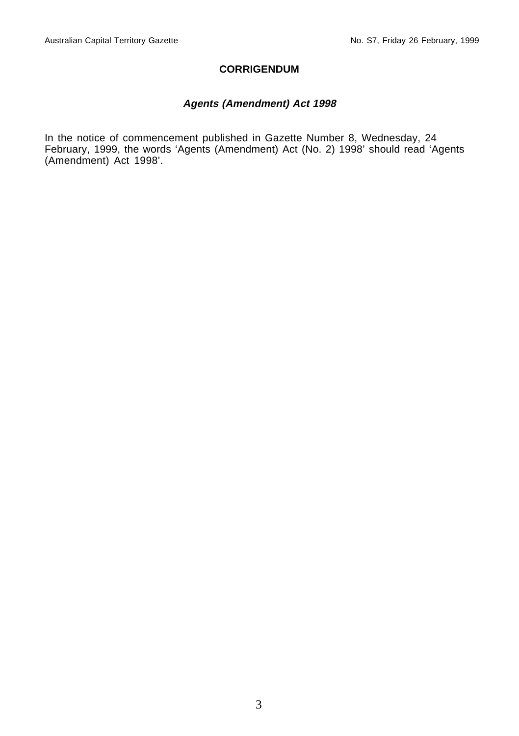## CORRIGENDUM

### ***Agents (Amendment) Act 1998***

In the notice of commencement published in Gazette Number 8, Wednesday, 24 February, 1999, the words 'Agents (Amendment) Act (No. 2) 1998' should read 'Agents (Amendment) Act 1998'.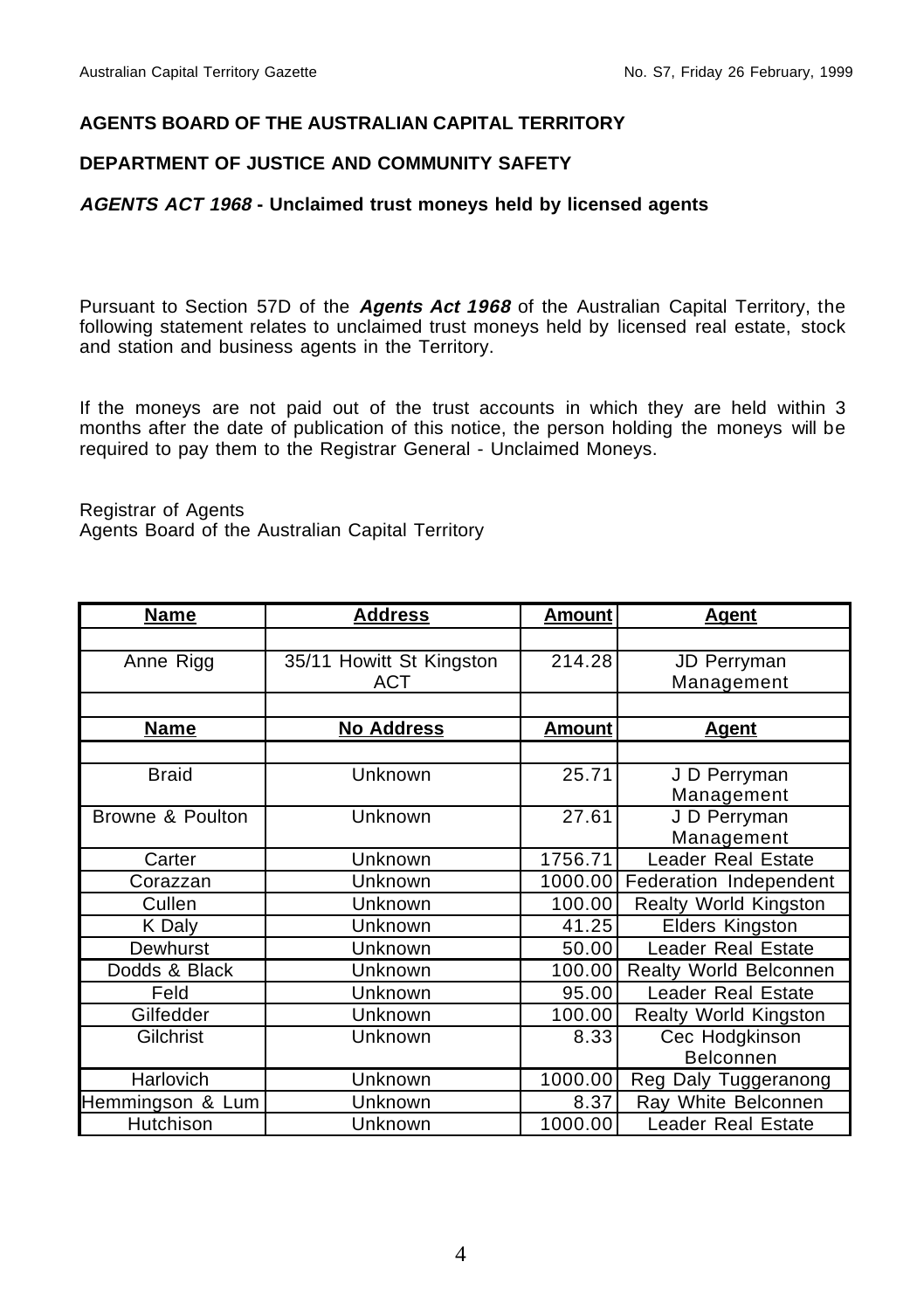**AGENTS BOARD OF THE AUSTRALIAN CAPITAL TERRITORY**

**DEPARTMENT OF JUSTICE AND COMMUNITY SAFETY**

***AGENTS ACT 1968*** **- Unclaimed trust moneys held by licensed agents**

Pursuant to Section 57D of the ***Agents Act 1968*** of the Australian Capital Territory, the following statement relates to unclaimed trust moneys held by licensed real estate, stock and station and business agents in the Territory.

If the moneys are not paid out of the trust accounts in which they are held within 3 months after the date of publication of this notice, the person holding the moneys will be required to pay them to the Registrar General - Unclaimed Moneys.

Registrar of Agents
Agents Board of the Australian Capital Territory

| **Name** | **Address** | **Amount** | **Agent** |
|---|---|---|---|
| | | | |
| Anne Rigg | 35/11 Howitt St Kingston ACT | 214.28 | JD Perryman Management |
| | | | |
| **Name** | **No Address** | **Amount** | **Agent** |
| | | | |
| Braid | Unknown | 25.71 | J D Perryman Management |
| Browne & Poulton | Unknown | 27.61 | J D Perryman Management |
| Carter | Unknown | 1756.71 | Leader Real Estate |
| Corazzan | Unknown | 1000.00 | Federation Independent |
| Cullen | Unknown | 100.00 | Realty World Kingston |
| K Daly | Unknown | 41.25 | Elders Kingston |
| Dewhurst | Unknown | 50.00 | Leader Real Estate |
| Dodds & Black | Unknown | 100.00 | Realty World Belconnen |
| Feld | Unknown | 95.00 | Leader Real Estate |
| Gilfedder | Unknown | 100.00 | Realty World Kingston |
| Gilchrist | Unknown | 8.33 | Cec Hodgkinson Belconnen |
| Harlovich | Unknown | 1000.00 | Reg Daly Tuggeranong |
| Hemmingson & Lum | Unknown | 8.37 | Ray White Belconnen |
| Hutchison | Unknown | 1000.00 | Leader Real Estate |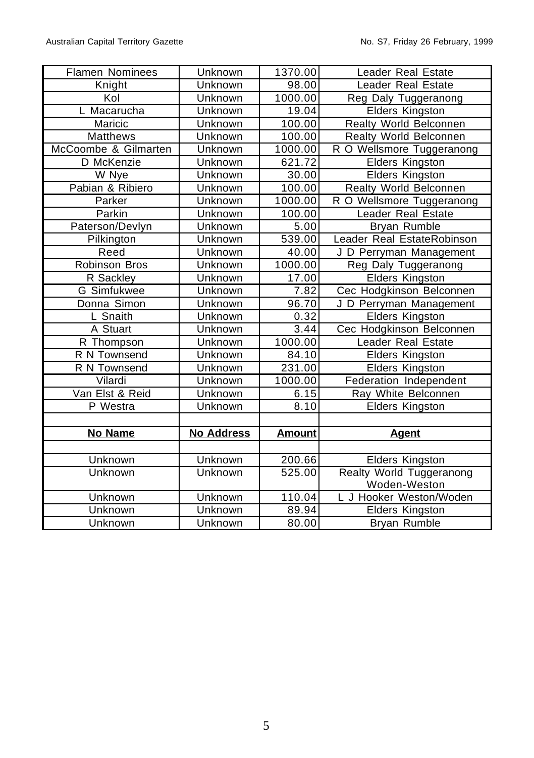| Flamen Nominees | Unknown | 1370.00 | Leader Real Estate |
|---|---|---|---|
| Knight | Unknown | 98.00 | Leader Real Estate |
| Kol | Unknown | 1000.00 | Reg Daly Tuggeranong |
| L Macarucha | Unknown | 19.04 | Elders Kingston |
| Maricic | Unknown | 100.00 | Realty World Belconnen |
| Matthews | Unknown | 100.00 | Realty World Belconnen |
| McCoombe & Gilmarten | Unknown | 1000.00 | R O Wellsmore Tuggeranong |
| D McKenzie | Unknown | 621.72 | Elders Kingston |
| W Nye | Unknown | 30.00 | Elders Kingston |
| Pabian & Ribiero | Unknown | 100.00 | Realty World Belconnen |
| Parker | Unknown | 1000.00 | R O Wellsmore Tuggeranong |
| Parkin | Unknown | 100.00 | Leader Real Estate |
| Paterson/Devlyn | Unknown | 5.00 | Bryan Rumble |
| Pilkington | Unknown | 539.00 | Leader Real EstateRobinson |
| Reed | Unknown | 40.00 | J D Perryman Management |
| Robinson Bros | Unknown | 1000.00 | Reg Daly Tuggeranong |
| R Sackley | Unknown | 17.00 | Elders Kingston |
| G Simfukwee | Unknown | 7.82 | Cec Hodgkinson Belconnen |
| Donna Simon | Unknown | 96.70 | J D Perryman Management |
| L Snaith | Unknown | 0.32 | Elders Kingston |
| A Stuart | Unknown | 3.44 | Cec Hodgkinson Belconnen |
| R Thompson | Unknown | 1000.00 | Leader Real Estate |
| R N Townsend | Unknown | 84.10 | Elders Kingston |
| R N Townsend | Unknown | 231.00 | Elders Kingston |
| Vilardi | Unknown | 1000.00 | Federation Independent |
| Van Elst & Reid | Unknown | 6.15 | Ray White Belconnen |
| P Westra | Unknown | 8.10 | Elders Kingston |

| **No Name** | **No Address** | **Amount** | **Agent** |
|---|---|---|---|
| Unknown | Unknown | 200.66 | Elders Kingston |
| Unknown | Unknown | 525.00 | Realty World Tuggeranong Woden-Weston |
| Unknown | Unknown | 110.04 | L J Hooker Weston/Woden |
| Unknown | Unknown | 89.94 | Elders Kingston |
| Unknown | Unknown | 80.00 | Bryan Rumble |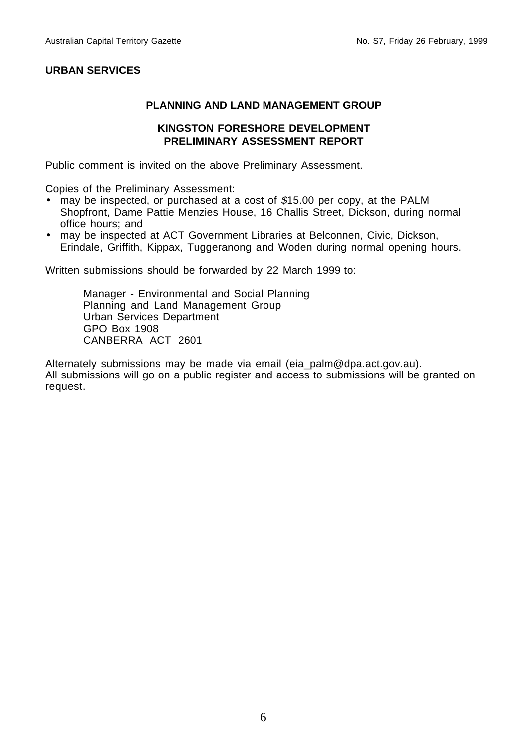**URBAN SERVICES**

**PLANNING AND LAND MANAGEMENT GROUP**

**KINGSTON FORESHORE DEVELOPMENT PRELIMINARY ASSESSMENT REPORT**

Public comment is invited on the above Preliminary Assessment.

Copies of the Preliminary Assessment:

- may be inspected, or purchased at a cost of $15.00 per copy, at the PALM Shopfront, Dame Pattie Menzies House, 16 Challis Street, Dickson, during normal office hours; and
- may be inspected at ACT Government Libraries at Belconnen, Civic, Dickson, Erindale, Griffith, Kippax, Tuggeranong and Woden during normal opening hours.

Written submissions should be forwarded by 22 March 1999 to:

> Manager - Environmental and Social Planning
> Planning and Land Management Group
> Urban Services Department
> GPO Box 1908
> CANBERRA ACT 2601

Alternately submissions may be made via email (eia_palm@dpa.act.gov.au).
All submissions will go on a public register and access to submissions will be granted on request.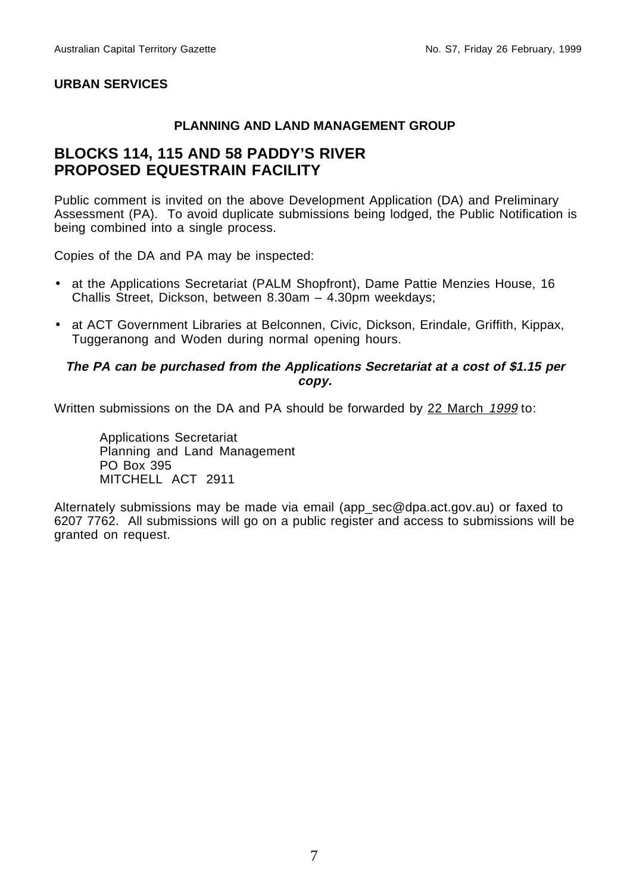**URBAN SERVICES**

**PLANNING AND LAND MANAGEMENT GROUP**

## BLOCKS 114, 115 AND 58 PADDY'S RIVER PROPOSED EQUESTRAIN FACILITY

Public comment is invited on the above Development Application (DA) and Preliminary Assessment (PA). To avoid duplicate submissions being lodged, the Public Notification is being combined into a single process.

Copies of the DA and PA may be inspected:

- at the Applications Secretariat (PALM Shopfront), Dame Pattie Menzies House, 16 Challis Street, Dickson, between 8.30am – 4.30pm weekdays;
- at ACT Government Libraries at Belconnen, Civic, Dickson, Erindale, Griffith, Kippax, Tuggeranong and Woden during normal opening hours.

***The PA can be purchased from the Applications Secretariat at a cost of $1.15 per copy.***

Written submissions on the DA and PA should be forwarded by 22 March *1999* to:

Applications Secretariat
Planning and Land Management
PO Box 395
MITCHELL ACT 2911

Alternately submissions may be made via email (app_sec@dpa.act.gov.au) or faxed to 6207 7762. All submissions will go on a public register and access to submissions will be granted on request.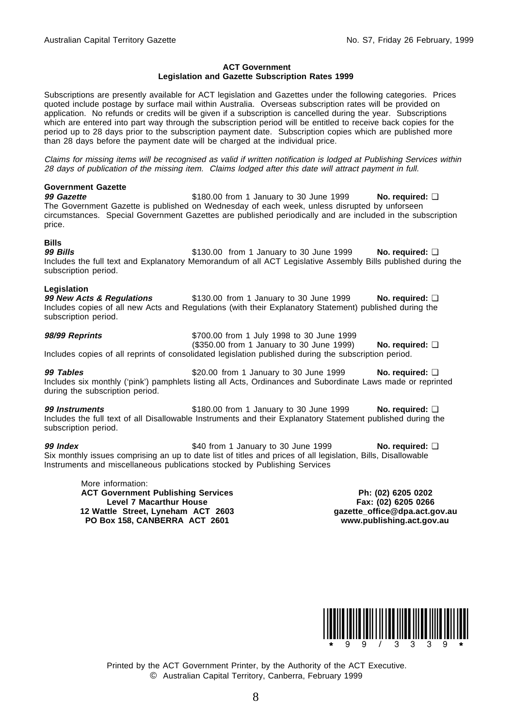## ACT Government
## Legislation and Gazette Subscription Rates 1999

Subscriptions are presently available for ACT legislation and Gazettes under the following categories. Prices quoted include postage by surface mail within Australia. Overseas subscription rates will be provided on application. No refunds or credits will be given if a subscription is cancelled during the year. Subscriptions which are entered into part way through the subscription period will be entitled to receive back copies for the period up to 28 days prior to the subscription payment date. Subscription copies which are published more than 28 days before the payment date will be charged at the individual price.

*Claims for missing items will be recognised as valid if written notification is lodged at Publishing Services within 28 days of publication of the missing item. Claims lodged after this date will attract payment in full.*

**Government Gazette**

***99 Gazette*** $180.00 from 1 January to 30 June 1999 **No. required:** ❑

The Government Gazette is published on Wednesday of each week, unless disrupted by unforseen circumstances. Special Government Gazettes are published periodically and are included in the subscription price.

**Bills**

***99 Bills*** $130.00 from 1 January to 30 June 1999 **No. required:** ❑

Includes the full text and Explanatory Memorandum of all ACT Legislative Assembly Bills published during the subscription period.

**Legislation**

***99 New Acts & Regulations*** $130.00 from 1 January to 30 June 1999 **No. required:** ❑

Includes copies of all new Acts and Regulations (with their Explanatory Statement) published during the subscription period.

***98/99 Reprints*** $700.00 from 1 July 1998 to 30 June 1999
($350.00 from 1 January to 30 June 1999) **No. required:** ❑

Includes copies of all reprints of consolidated legislation published during the subscription period.

***99 Tables*** $20.00 from 1 January to 30 June 1999 **No. required:** ❑

Includes six monthly ('pink') pamphlets listing all Acts, Ordinances and Subordinate Laws made or reprinted during the subscription period.

***99 Instruments*** $180.00 from 1 January to 30 June 1999 **No. required:** ❑

Includes the full text of all Disallowable Instruments and their Explanatory Statement published during the subscription period.

***99 Index*** $40 from 1 January to 30 June 1999 **No. required:** ❑

Six monthly issues comprising an up to date list of titles and prices of all legislation, Bills, Disallowable Instruments and miscellaneous publications stocked by Publishing Services

More information:
**ACT Government Publishing Services**
**Level 7 Macarthur House**
**12 Wattle Street, Lyneham ACT 2603**
**PO Box 158, CANBERRA ACT 2601**

**Ph: (02) 6205 0202**
**Fax: (02) 6205 0266**
**gazette_office@dpa.act.gov.au**
**www.publishing.act.gov.au**

*99/3339*

Printed by the ACT Government Printer, by the Authority of the ACT Executive.
© Australian Capital Territory, Canberra, February 1999